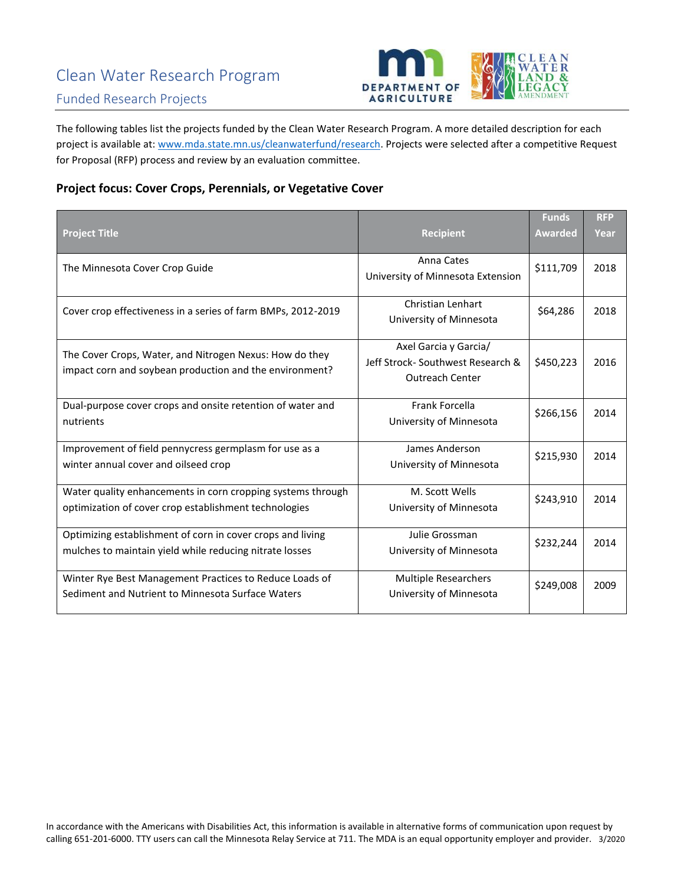# Clean Water Research Program

## Funded Research Projects

The following tables list the projects funded by the Clean Water Research Program. A more detailed description for each project is available at: www.mda.state.mn.us/cleanwaterfund/research. Projects were selected after a competitive Request for Proposal (RFP) process and review by an evaluation committee.

### Project focus: Cover Crops, Perennials, or Vegetative Cover

| Project Title | Recipient | Funds Awarded | RFP Year |
|---|---|---|---|
| The Minnesota Cover Crop Guide | Anna Cates<br>University of Minnesota Extension | $111,709 | 2018 |
| Cover crop effectiveness in a series of farm BMPs, 2012-2019 | Christian Lenhart<br>University of Minnesota | $64,286 | 2018 |
| The Cover Crops, Water, and Nitrogen Nexus: How do they impact corn and soybean production and the environment? | Axel Garcia y Garcia/<br>Jeff Strock- Southwest Research & Outreach Center | $450,223 | 2016 |
| Dual-purpose cover crops and onsite retention of water and nutrients | Frank Forcella<br>University of Minnesota | $266,156 | 2014 |
| Improvement of field pennycress germplasm for use as a winter annual cover and oilseed crop | James Anderson<br>University of Minnesota | $215,930 | 2014 |
| Water quality enhancements in corn cropping systems through optimization of cover crop establishment technologies | M. Scott Wells<br>University of Minnesota | $243,910 | 2014 |
| Optimizing establishment of corn in cover crops and living mulches to maintain yield while reducing nitrate losses | Julie Grossman<br>University of Minnesota | $232,244 | 2014 |
| Winter Rye Best Management Practices to Reduce Loads of Sediment and Nutrient to Minnesota Surface Waters | Multiple Researchers<br>University of Minnesota | $249,008 | 2009 |

In accordance with the Americans with Disabilities Act, this information is available in alternative forms of communication upon request by calling 651-201-6000. TTY users can call the Minnesota Relay Service at 711. The MDA is an equal opportunity employer and provider. 3/2020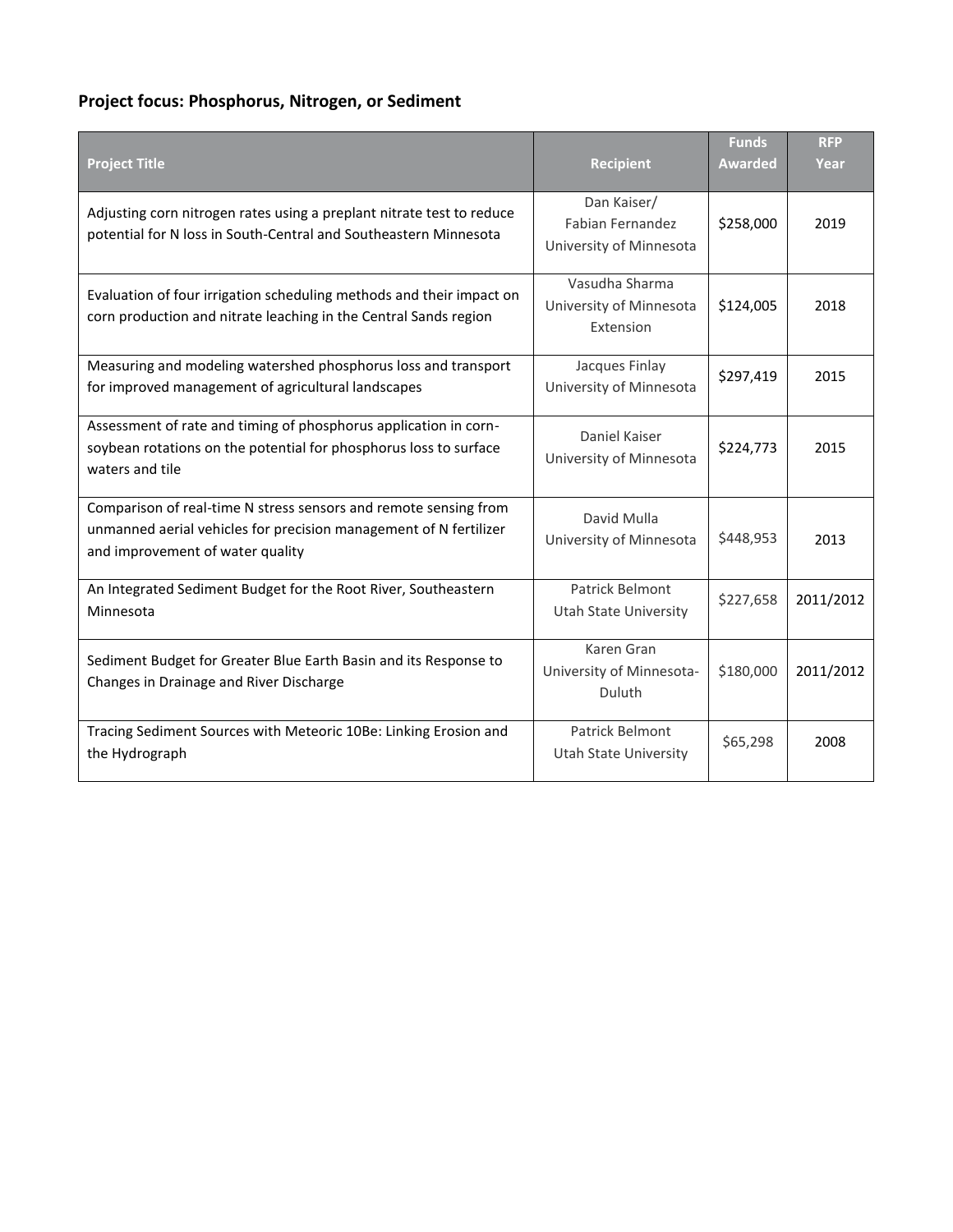**Project focus: Phosphorus, Nitrogen, or Sediment**

| Project Title | Recipient | Funds Awarded | RFP Year |
| --- | --- | --- | --- |
| Adjusting corn nitrogen rates using a preplant nitrate test to reduce potential for N loss in South-Central and Southeastern Minnesota | Dan Kaiser/ Fabian Fernandez University of Minnesota | $258,000 | 2019 |
| Evaluation of four irrigation scheduling methods and their impact on corn production and nitrate leaching in the Central Sands region | Vasudha Sharma University of Minnesota Extension | $124,005 | 2018 |
| Measuring and modeling watershed phosphorus loss and transport for improved management of agricultural landscapes | Jacques Finlay University of Minnesota | $297,419 | 2015 |
| Assessment of rate and timing of phosphorus application in corn-soybean rotations on the potential for phosphorus loss to surface waters and tile | Daniel Kaiser University of Minnesota | $224,773 | 2015 |
| Comparison of real-time N stress sensors and remote sensing from unmanned aerial vehicles for precision management of N fertilizer and improvement of water quality | David Mulla University of Minnesota | $448,953 | 2013 |
| An Integrated Sediment Budget for the Root River, Southeastern Minnesota | Patrick Belmont Utah State University | $227,658 | 2011/2012 |
| Sediment Budget for Greater Blue Earth Basin and its Response to Changes in Drainage and River Discharge | Karen Gran University of Minnesota-Duluth | $180,000 | 2011/2012 |
| Tracing Sediment Sources with Meteoric 10Be: Linking Erosion and the Hydrograph | Patrick Belmont Utah State University | $65,298 | 2008 |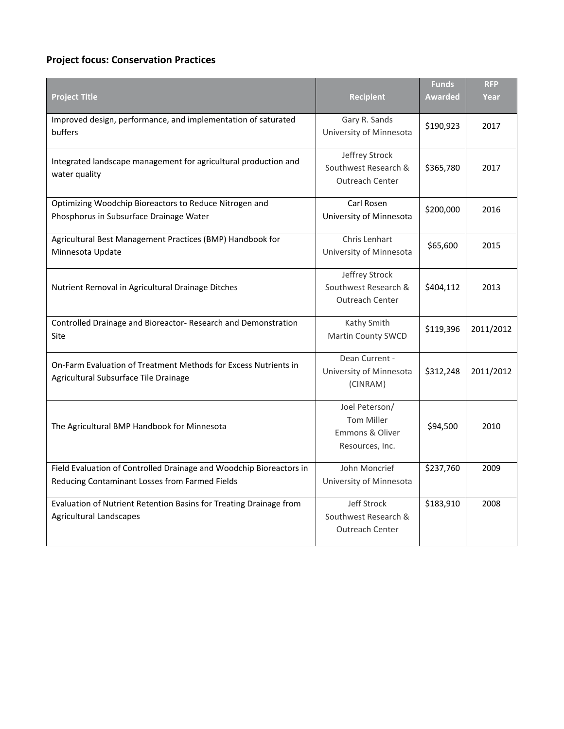### Project focus: Conservation Practices

| Project Title | Recipient | Funds Awarded | RFP Year |
|---|---|---|---|
| Improved design, performance, and implementation of saturated buffers | Gary R. Sands<br>University of Minnesota | $190,923 | 2017 |
| Integrated landscape management for agricultural production and water quality | Jeffrey Strock<br>Southwest Research & Outreach Center | $365,780 | 2017 |
| Optimizing Woodchip Bioreactors to Reduce Nitrogen and Phosphorus in Subsurface Drainage Water | Carl Rosen<br>University of Minnesota | $200,000 | 2016 |
| Agricultural Best Management Practices (BMP) Handbook for Minnesota Update | Chris Lenhart<br>University of Minnesota | $65,600 | 2015 |
| Nutrient Removal in Agricultural Drainage Ditches | Jeffrey Strock<br>Southwest Research & Outreach Center | $404,112 | 2013 |
| Controlled Drainage and Bioreactor- Research and Demonstration Site | Kathy Smith<br>Martin County SWCD | $119,396 | 2011/2012 |
| On-Farm Evaluation of Treatment Methods for Excess Nutrients in Agricultural Subsurface Tile Drainage | Dean Current -<br>University of Minnesota (CINRAM) | $312,248 | 2011/2012 |
| The Agricultural BMP Handbook for Minnesota | Joel Peterson/<br>Tom Miller<br>Emmons & Oliver Resources, Inc. | $94,500 | 2010 |
| Field Evaluation of Controlled Drainage and Woodchip Bioreactors in Reducing Contaminant Losses from Farmed Fields | John Moncrief<br>University of Minnesota | $237,760 | 2009 |
| Evaluation of Nutrient Retention Basins for Treating Drainage from Agricultural Landscapes | Jeff Strock<br>Southwest Research & Outreach Center | $183,910 | 2008 |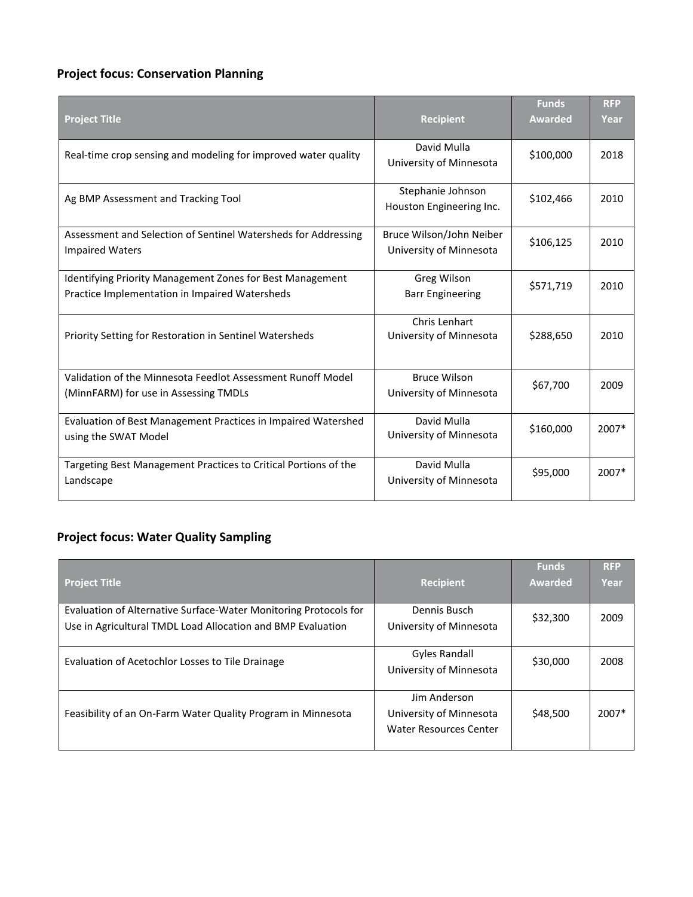**Project focus: Conservation Planning**

| Project Title | Recipient | Funds Awarded | RFP Year |
|---|---|---|---|
| Real-time crop sensing and modeling for improved water quality | David Mulla<br>University of Minnesota | $100,000 | 2018 |
| Ag BMP Assessment and Tracking Tool | Stephanie Johnson<br>Houston Engineering Inc. | $102,466 | 2010 |
| Assessment and Selection of Sentinel Watersheds for Addressing Impaired Waters | Bruce Wilson/John Neiber<br>University of Minnesota | $106,125 | 2010 |
| Identifying Priority Management Zones for Best Management Practice Implementation in Impaired Watersheds | Greg Wilson<br>Barr Engineering | $571,719 | 2010 |
| Priority Setting for Restoration in Sentinel Watersheds | Chris Lenhart<br>University of Minnesota | $288,650 | 2010 |
| Validation of the Minnesota Feedlot Assessment Runoff Model (MinnFARM) for use in Assessing TMDLs | Bruce Wilson<br>University of Minnesota | $67,700 | 2009 |
| Evaluation of Best Management Practices in Impaired Watershed using the SWAT Model | David Mulla<br>University of Minnesota | $160,000 | 2007* |
| Targeting Best Management Practices to Critical Portions of the Landscape | David Mulla<br>University of Minnesota | $95,000 | 2007* |

**Project focus: Water Quality Sampling**

| Project Title | Recipient | Funds Awarded | RFP Year |
|---|---|---|---|
| Evaluation of Alternative Surface-Water Monitoring Protocols for Use in Agricultural TMDL Load Allocation and BMP Evaluation | Dennis Busch<br>University of Minnesota | $32,300 | 2009 |
| Evaluation of Acetochlor Losses to Tile Drainage | Gyles Randall<br>University of Minnesota | $30,000 | 2008 |
| Feasibility of an On-Farm Water Quality Program in Minnesota | Jim Anderson<br>University of Minnesota<br>Water Resources Center | $48,500 | 2007* |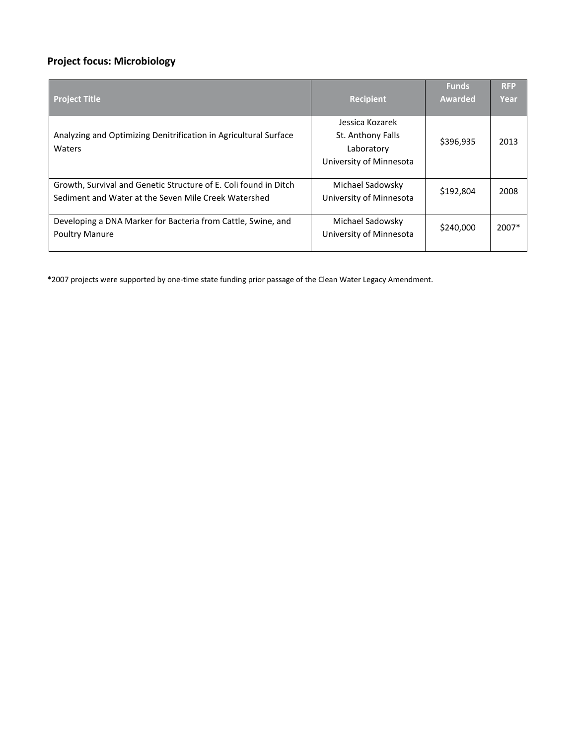### Project focus: Microbiology

| Project Title | Recipient | Funds Awarded | RFP Year |
|---|---|---|---|
| Analyzing and Optimizing Denitrification in Agricultural Surface Waters | Jessica Kozarek St. Anthony Falls Laboratory University of Minnesota | $396,935 | 2013 |
| Growth, Survival and Genetic Structure of E. Coli found in Ditch Sediment and Water at the Seven Mile Creek Watershed | Michael Sadowsky University of Minnesota | $192,804 | 2008 |
| Developing a DNA Marker for Bacteria from Cattle, Swine, and Poultry Manure | Michael Sadowsky University of Minnesota | $240,000 | 2007* |

*2007 projects were supported by one-time state funding prior passage of the Clean Water Legacy Amendment.